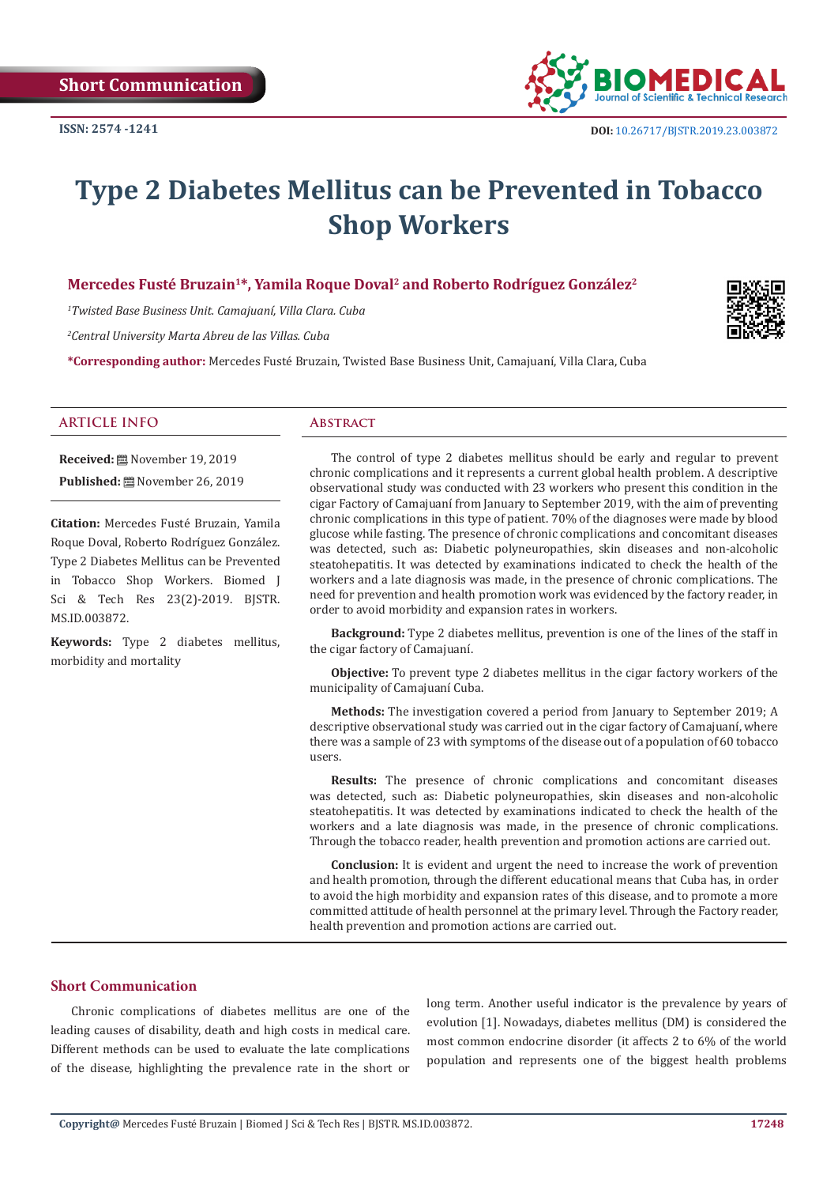Short Communication

ISSN: 2574 -1241

DOI: 10.26717/BJSTR.2019.23.003872

# Type 2 Diabetes Mellitus can be Prevented in Tobacco Shop Workers

**Mercedes Fusté Bruzain[1]*, Yamila Roque Doval[2] and Roberto Rodríguez González[2]**

[1]*Twisted Base Business Unit. Camajuaní, Villa Clara. Cuba*

[2]*Central University Marta Abreu de las Villas. Cuba*

***Corresponding author:** Mercedes Fusté Bruzain, Twisted Base Business Unit, Camajuaní, Villa Clara, Cuba

## ARTICLE INFO

**Received:** November 19, 2019

**Published:** November 26, 2019

**Citation:** Mercedes Fusté Bruzain, Yamila Roque Doval, Roberto Rodríguez González. Type 2 Diabetes Mellitus can be Prevented in Tobacco Shop Workers. Biomed J Sci & Tech Res 23(2)-2019. BJSTR. MS.ID.003872.

**Keywords:** Type 2 diabetes mellitus, morbidity and mortality

## Abstract

The control of type 2 diabetes mellitus should be early and regular to prevent chronic complications and it represents a current global health problem. A descriptive observational study was conducted with 23 workers who present this condition in the cigar Factory of Camajuaní from January to September 2019, with the aim of preventing chronic complications in this type of patient. 70% of the diagnoses were made by blood glucose while fasting. The presence of chronic complications and concomitant diseases was detected, such as: Diabetic polyneuropathies, skin diseases and non-alcoholic steatohepatitis. It was detected by examinations indicated to check the health of the workers and a late diagnosis was made, in the presence of chronic complications. The need for prevention and health promotion work was evidenced by the factory reader, in order to avoid morbidity and expansion rates in workers.

**Background:** Type 2 diabetes mellitus, prevention is one of the lines of the staff in the cigar factory of Camajuaní.

**Objective:** To prevent type 2 diabetes mellitus in the cigar factory workers of the municipality of Camajuaní Cuba.

**Methods:** The investigation covered a period from January to September 2019; A descriptive observational study was carried out in the cigar factory of Camajuaní, where there was a sample of 23 with symptoms of the disease out of a population of 60 tobacco users.

**Results:** The presence of chronic complications and concomitant diseases was detected, such as: Diabetic polyneuropathies, skin diseases and non-alcoholic steatohepatitis. It was detected by examinations indicated to check the health of the workers and a late diagnosis was made, in the presence of chronic complications. Through the tobacco reader, health prevention and promotion actions are carried out.

**Conclusion:** It is evident and urgent the need to increase the work of prevention and health promotion, through the different educational means that Cuba has, in order to avoid the high morbidity and expansion rates of this disease, and to promote a more committed attitude of health personnel at the primary level. Through the Factory reader, health prevention and promotion actions are carried out.

## Short Communication

Chronic complications of diabetes mellitus are one of the leading causes of disability, death and high costs in medical care. Different methods can be used to evaluate the late complications of the disease, highlighting the prevalence rate in the short or long term. Another useful indicator is the prevalence by years of evolution [1]. Nowadays, diabetes mellitus (DM) is considered the most common endocrine disorder (it affects 2 to 6% of the world population and represents one of the biggest health problems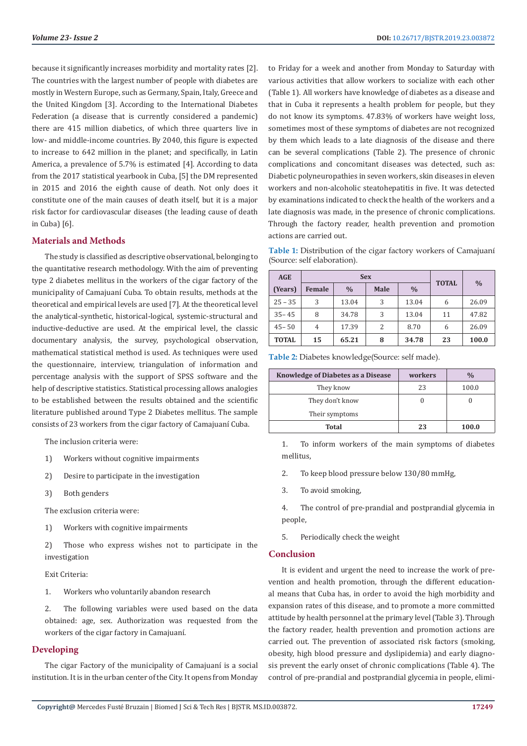because it significantly increases morbidity and mortality rates [2]. The countries with the largest number of people with diabetes are mostly in Western Europe, such as Germany, Spain, Italy, Greece and the United Kingdom [3]. According to the International Diabetes Federation (a disease that is currently considered a pandemic) there are 415 million diabetics, of which three quarters live in low- and middle-income countries. By 2040, this figure is expected to increase to 642 million in the planet; and specifically, in Latin America, a prevalence of 5.7% is estimated [4]. According to data from the 2017 statistical yearbook in Cuba, [5] the DM represented in 2015 and 2016 the eighth cause of death. Not only does it constitute one of the main causes of death itself, but it is a major risk factor for cardiovascular diseases (the leading cause of death in Cuba) [6].

## Materials and Methods

The study is classified as descriptive observational, belonging to the quantitative research methodology. With the aim of preventing type 2 diabetes mellitus in the workers of the cigar factory of the municipality of Camajuaní Cuba. To obtain results, methods at the theoretical and empirical levels are used [7]. At the theoretical level the analytical-synthetic, historical-logical, systemic-structural and inductive-deductive are used. At the empirical level, the classic documentary analysis, the survey, psychological observation, mathematical statistical method is used. As techniques were used the questionnaire, interview, triangulation of information and percentage analysis with the support of SPSS software and the help of descriptive statistics. Statistical processing allows analogies to be established between the results obtained and the scientific literature published around Type 2 Diabetes mellitus. The sample consists of 23 workers from the cigar factory of Camajuaní Cuba.

The inclusion criteria were:

1) Workers without cognitive impairments

2) Desire to participate in the investigation

3) Both genders

The exclusion criteria were:

1) Workers with cognitive impairments

2) Those who express wishes not to participate in the investigation

Exit Criteria:

1. Workers who voluntarily abandon research

2. The following variables were used based on the data obtained: age, sex. Authorization was requested from the workers of the cigar factory in Camajuaní.

## Developing

The cigar Factory of the municipality of Camajuaní is a social institution. It is in the urban center of the City. It opens from Monday to Friday for a week and another from Monday to Saturday with various activities that allow workers to socialize with each other (Table 1). All workers have knowledge of diabetes as a disease and that in Cuba it represents a health problem for people, but they do not know its symptoms. 47.83% of workers have weight loss, sometimes most of these symptoms of diabetes are not recognized by them which leads to a late diagnosis of the disease and there can be several complications (Table 2). The presence of chronic complications and concomitant diseases was detected, such as: Diabetic polyneuropathies in seven workers, skin diseases in eleven workers and non-alcoholic steatohepatitis in five. It was detected by examinations indicated to check the health of the workers and a late diagnosis was made, in the presence of chronic complications. Through the factory reader, health prevention and promotion actions are carried out.

**Table 1:** Distribution of the cigar factory workers of Camajuaní (Source: self elaboration).

| AGE (Years) | Sex | | | | TOTAL | % |
|---|---|---|---|---|---|---|
| | Female | % | Male | % | | |
| 25 – 35 | 3 | 13.04 | 3 | 13.04 | 6 | 26.09 |
| 35– 45 | 8 | 34.78 | 3 | 13.04 | 11 | 47.82 |
| 45– 50 | 4 | 17.39 | 2 | 8.70 | 6 | 26.09 |
| **TOTAL** | **15** | **65.21** | **8** | **34.78** | **23** | **100.0** |

**Table 2:** Diabetes knowledge(Source: self made).

| Knowledge of Diabetes as a Disease | workers | % |
|---|---|---|
| They know | 23 | 100.0 |
| They don't know Their symptoms | 0 | 0 |
| **Total** | **23** | **100.0** |

1. To inform workers of the main symptoms of diabetes mellitus,

2. To keep blood pressure below 130/80 mmHg,

3. To avoid smoking,

4. The control of pre-prandial and postprandial glycemia in people,

5. Periodically check the weight

## Conclusion

It is evident and urgent the need to increase the work of prevention and health promotion, through the different educational means that Cuba has, in order to avoid the high morbidity and expansion rates of this disease, and to promote a more committed attitude by health personnel at the primary level (Table 3). Through the factory reader, health prevention and promotion actions are carried out. The prevention of associated risk factors (smoking, obesity, high blood pressure and dyslipidemia) and early diagnosis prevent the early onset of chronic complications (Table 4). The control of pre-prandial and postprandial glycemia in people, elimi-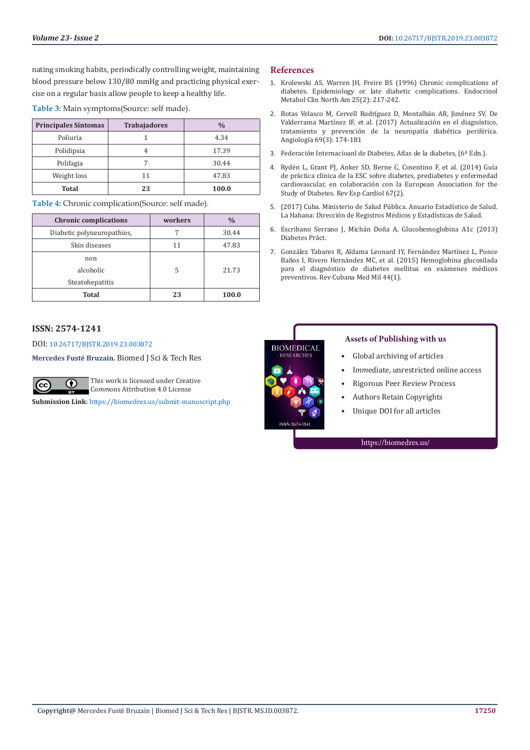nating smoking habits, periodically controlling weight, maintaining blood pressure below 130/80 mmHg and practicing physical exercise on a regular basis allow people to keep a healthy life.

**Table 3:** Main symptoms(Source: self made).

| Principales Síntomas | Trabajadores | % |
|---|---|---|
| Poliuria | 1 | 4.34 |
| Polidipsia | 4 | 17.39 |
| Polifagia | 7 | 30.44 |
| Weight loss | 11 | 47.83 |
| **Total** | **23** | **100.0** |

**Table 4:** Chronic complication(Source: self made).

| Chronic complications | workers | % |
|---|---|---|
| Diabetic polyneuropathies, | 7 | 30.44 |
| Skin diseases | 11 | 47.83 |
| non alcoholic Steatohepatitis | 5 | 21.73 |
| **Total** | **23** | **100.0** |

## References

1. Krolewski AS, Warren JH, Freire BS (1996) Chronic complications of diabetes. Epidemiology or late diabetic complications. Endocrinol Metabol Clin North Am 25(2): 217-242.
2. Botas Velasco M, Cervell Rodríguez D, Montalbán AR, Jiménez SV, De Valderrama Martínez IF, et al. (2017) Actualización en el diagnóstico, tratamiento y prevención de la neuropatía diabética periférica. Angiología 69(3): 174-181
3. Federación Internacioanl de Diabetes, Atlas de la diabetes, (6ª Edn.).
4. Rydén L, Grant PJ, Anker SD, Berne C, Cosentino F, et al. (2014) Guía de práctica clínica de la ESC sobre diabetes, prediabetes y enfermedad cardiovascular, en colaboración con la European Association for the Study of Diabetes. Rev Esp Cardiol 67(2).
5. (2017) Cuba. Ministerio de Salud Pública. Anuario Estadístico de Salud. La Habana: Dirección de Registros Médicos y Estadísticas de Salud.
6. Escribano Serrano J, Michán Doña A, Glucohemoglobina A1c (2013) Diabetes Práct.
7. González Tabares R, Aldama Leonard IY, Fernández Martínez L, Ponce Baños I, Rivero Hernández MC, et al. (2015) Hemoglobina glucosilada para el diagnóstico de diabetes mellitus en exámenes médicos preventivos. Rev Cubana Med Mil 44(1).

**ISSN: 2574-1241**

DOI: 10.26717/BJSTR.2019.23.003872

**Mercedes Fusté Bruzain.** Biomed J Sci & Tech Res

This work is licensed under Creative Commons Attribution 4.0 License

**Submission Link**: https://biomedres.us/submit-manuscript.php

### Assets of Publishing with us

- Global archiving of articles
- Immediate, unrestricted online access
- Rigorous Peer Review Process
- Authors Retain Copyrights
- Unique DOI for all articles

https://biomedres.us/